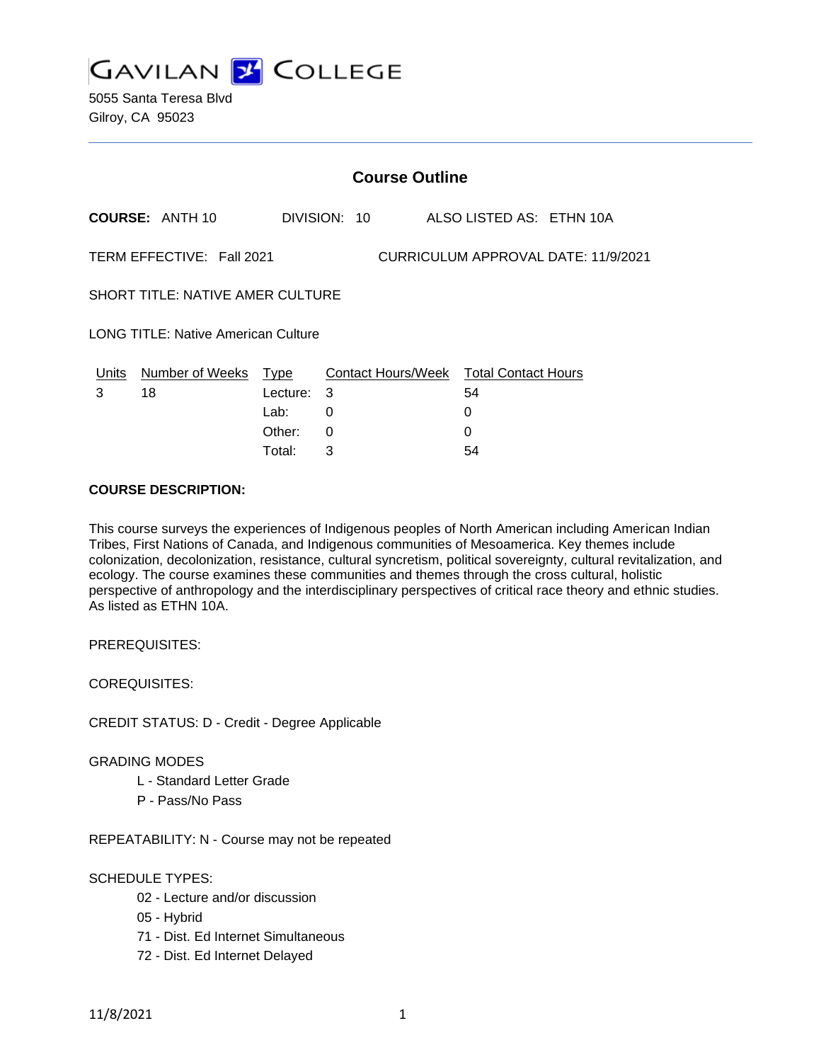# GAVILAN COLLEGE

5055 Santa Teresa Blvd
Gilroy, CA 95023

## Course Outline

**COURSE:** ANTH 10 DIVISION: 10 ALSO LISTED AS: ETHN 10A

TERM EFFECTIVE: Fall 2021 CURRICULUM APPROVAL DATE: 11/9/2021

SHORT TITLE: NATIVE AMER CULTURE

LONG TITLE: Native American Culture

| Units | Number of Weeks | Type | Contact Hours/Week | Total Contact Hours |
|---|---|---|---|---|
| 3 | 18 | Lecture: | 3 | 54 |
| | | Lab: | 0 | 0 |
| | | Other: | 0 | 0 |
| | | Total: | 3 | 54 |

**COURSE DESCRIPTION:**

This course surveys the experiences of Indigenous peoples of North American including American Indian Tribes, First Nations of Canada, and Indigenous communities of Mesoamerica. Key themes include colonization, decolonization, resistance, cultural syncretism, political sovereignty, cultural revitalization, and ecology. The course examines these communities and themes through the cross cultural, holistic perspective of anthropology and the interdisciplinary perspectives of critical race theory and ethnic studies. As listed as ETHN 10A.

PREREQUISITES:

COREQUISITES:

CREDIT STATUS: D - Credit - Degree Applicable

GRADING MODES

- L - Standard Letter Grade
- P - Pass/No Pass

REPEATABILITY: N - Course may not be repeated

SCHEDULE TYPES:

- 02 - Lecture and/or discussion
- 05 - Hybrid
- 71 - Dist. Ed Internet Simultaneous
- 72 - Dist. Ed Internet Delayed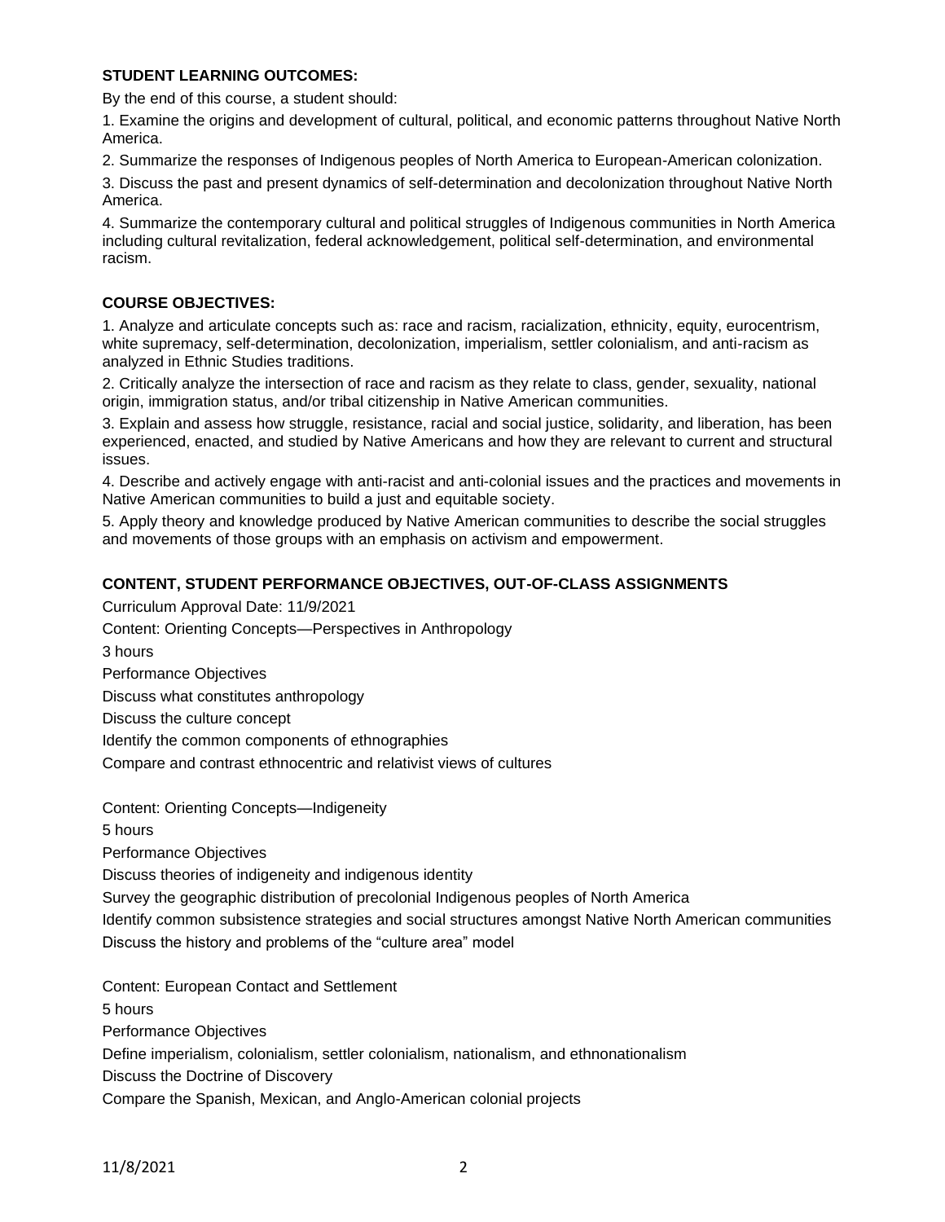**STUDENT LEARNING OUTCOMES:**

By the end of this course, a student should:

1. Examine the origins and development of cultural, political, and economic patterns throughout Native North America.
2. Summarize the responses of Indigenous peoples of North America to European-American colonization.
3. Discuss the past and present dynamics of self-determination and decolonization throughout Native North America.
4. Summarize the contemporary cultural and political struggles of Indigenous communities in North America including cultural revitalization, federal acknowledgement, political self-determination, and environmental racism.

**COURSE OBJECTIVES:**

1. Analyze and articulate concepts such as: race and racism, racialization, ethnicity, equity, eurocentrism, white supremacy, self-determination, decolonization, imperialism, settler colonialism, and anti-racism as analyzed in Ethnic Studies traditions.
2. Critically analyze the intersection of race and racism as they relate to class, gender, sexuality, national origin, immigration status, and/or tribal citizenship in Native American communities.
3. Explain and assess how struggle, resistance, racial and social justice, solidarity, and liberation, has been experienced, enacted, and studied by Native Americans and how they are relevant to current and structural issues.
4. Describe and actively engage with anti-racist and anti-colonial issues and the practices and movements in Native American communities to build a just and equitable society.
5. Apply theory and knowledge produced by Native American communities to describe the social struggles and movements of those groups with an emphasis on activism and empowerment.

**CONTENT, STUDENT PERFORMANCE OBJECTIVES, OUT-OF-CLASS ASSIGNMENTS**

Curriculum Approval Date: 11/9/2021

Content: Orienting Concepts—Perspectives in Anthropology

3 hours

Performance Objectives

Discuss what constitutes anthropology

Discuss the culture concept

Identify the common components of ethnographies

Compare and contrast ethnocentric and relativist views of cultures

Content: Orienting Concepts—Indigeneity

5 hours

Performance Objectives

Discuss theories of indigeneity and indigenous identity

Survey the geographic distribution of precolonial Indigenous peoples of North America

Identify common subsistence strategies and social structures amongst Native North American communities

Discuss the history and problems of the "culture area" model

Content: European Contact and Settlement

5 hours

Performance Objectives

Define imperialism, colonialism, settler colonialism, nationalism, and ethnonationalism

Discuss the Doctrine of Discovery

Compare the Spanish, Mexican, and Anglo-American colonial projects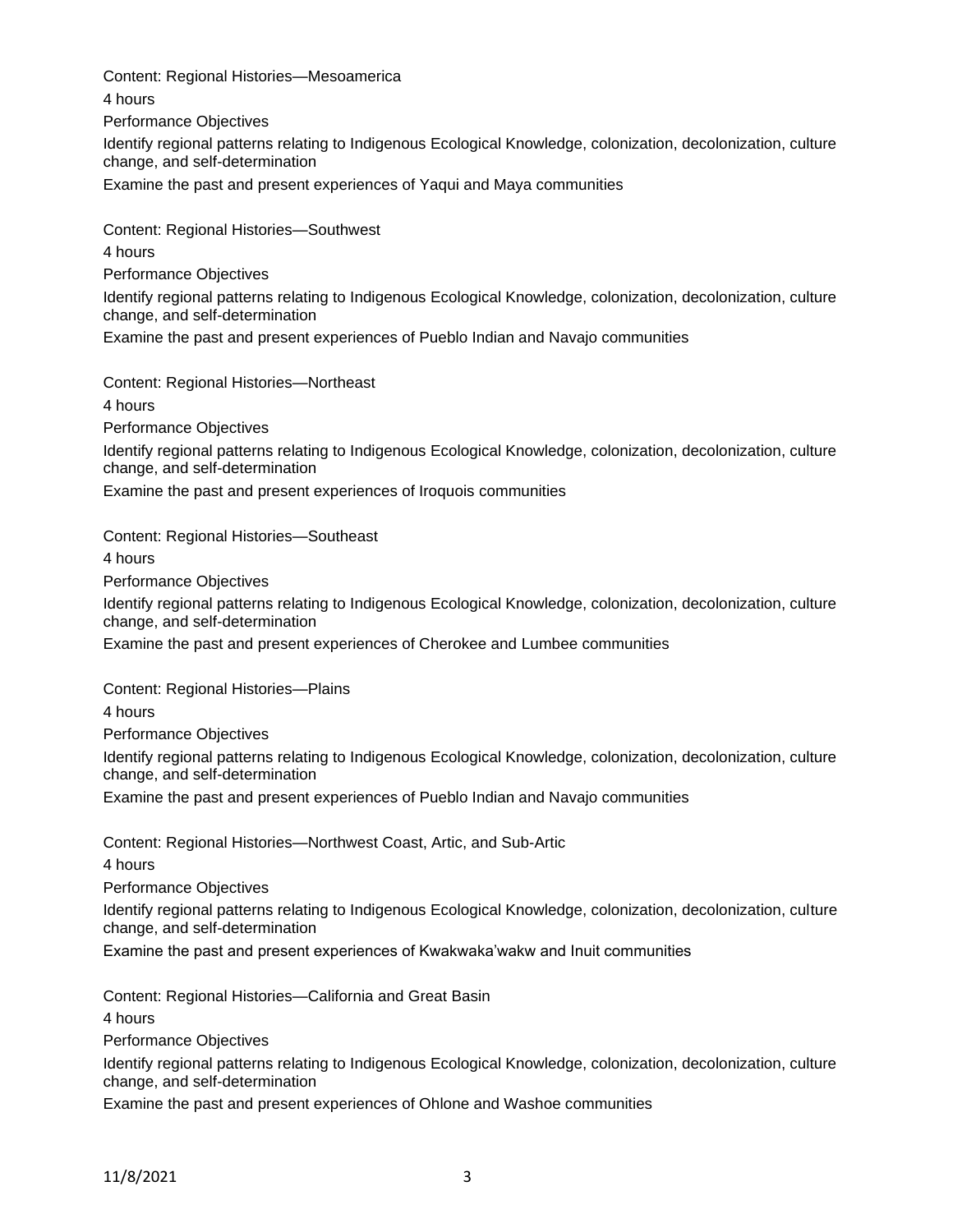Content: Regional Histories—Mesoamerica

4 hours

Performance Objectives

Identify regional patterns relating to Indigenous Ecological Knowledge, colonization, decolonization, culture change, and self-determination

Examine the past and present experiences of Yaqui and Maya communities

Content: Regional Histories—Southwest

4 hours

Performance Objectives

Identify regional patterns relating to Indigenous Ecological Knowledge, colonization, decolonization, culture change, and self-determination

Examine the past and present experiences of Pueblo Indian and Navajo communities

Content: Regional Histories—Northeast

4 hours

Performance Objectives

Identify regional patterns relating to Indigenous Ecological Knowledge, colonization, decolonization, culture change, and self-determination

Examine the past and present experiences of Iroquois communities

Content: Regional Histories—Southeast

4 hours

Performance Objectives

Identify regional patterns relating to Indigenous Ecological Knowledge, colonization, decolonization, culture change, and self-determination

Examine the past and present experiences of Cherokee and Lumbee communities

Content: Regional Histories—Plains

4 hours

Performance Objectives

Identify regional patterns relating to Indigenous Ecological Knowledge, colonization, decolonization, culture change, and self-determination

Examine the past and present experiences of Pueblo Indian and Navajo communities

Content: Regional Histories—Northwest Coast, Artic, and Sub-Artic

4 hours

Performance Objectives

Identify regional patterns relating to Indigenous Ecological Knowledge, colonization, decolonization, culture change, and self-determination

Examine the past and present experiences of Kwakwaka'wakw and Inuit communities

Content: Regional Histories—California and Great Basin

4 hours

Performance Objectives

Identify regional patterns relating to Indigenous Ecological Knowledge, colonization, decolonization, culture change, and self-determination

Examine the past and present experiences of Ohlone and Washoe communities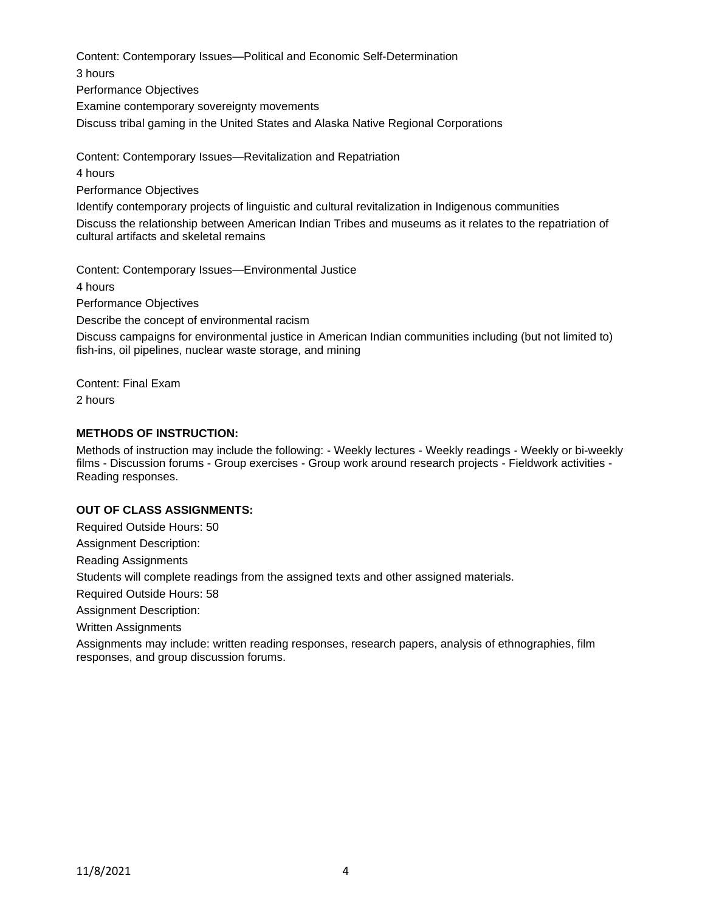Content: Contemporary Issues—Political and Economic Self-Determination

3 hours

Performance Objectives

Examine contemporary sovereignty movements

Discuss tribal gaming in the United States and Alaska Native Regional Corporations

Content: Contemporary Issues—Revitalization and Repatriation

4 hours

Performance Objectives

Identify contemporary projects of linguistic and cultural revitalization in Indigenous communities

Discuss the relationship between American Indian Tribes and museums as it relates to the repatriation of cultural artifacts and skeletal remains

Content: Contemporary Issues—Environmental Justice

4 hours

Performance Objectives

Describe the concept of environmental racism

Discuss campaigns for environmental justice in American Indian communities including (but not limited to) fish-ins, oil pipelines, nuclear waste storage, and mining

Content: Final Exam

2 hours

**METHODS OF INSTRUCTION:**

Methods of instruction may include the following: - Weekly lectures - Weekly readings - Weekly or bi-weekly films - Discussion forums - Group exercises - Group work around research projects - Fieldwork activities - Reading responses.

**OUT OF CLASS ASSIGNMENTS:**

Required Outside Hours: 50

Assignment Description:

Reading Assignments

Students will complete readings from the assigned texts and other assigned materials.

Required Outside Hours: 58

Assignment Description:

Written Assignments

Assignments may include: written reading responses, research papers, analysis of ethnographies, film responses, and group discussion forums.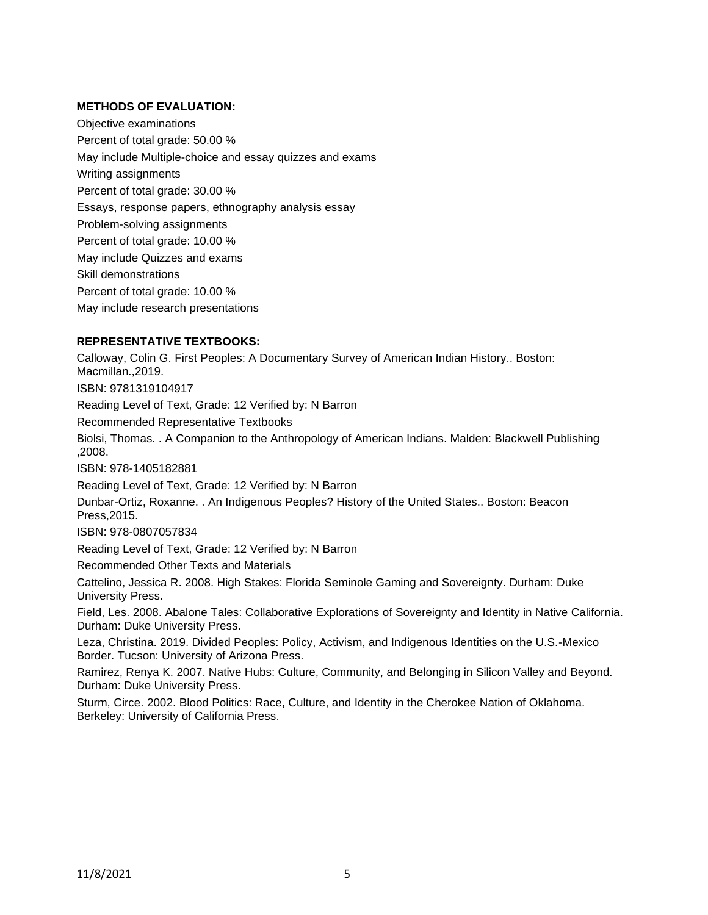**METHODS OF EVALUATION:**

Objective examinations

Percent of total grade: 50.00 %

May include Multiple-choice and essay quizzes and exams

Writing assignments

Percent of total grade: 30.00 %

Essays, response papers, ethnography analysis essay

Problem-solving assignments

Percent of total grade: 10.00 %

May include Quizzes and exams

Skill demonstrations

Percent of total grade: 10.00 %

May include research presentations

**REPRESENTATIVE TEXTBOOKS:**

Calloway, Colin G. First Peoples: A Documentary Survey of American Indian History.. Boston: Macmillan.,2019.

ISBN: 9781319104917

Reading Level of Text, Grade: 12 Verified by: N Barron

Recommended Representative Textbooks

Biolsi, Thomas. . A Companion to the Anthropology of American Indians. Malden: Blackwell Publishing ,2008.

ISBN: 978-1405182881

Reading Level of Text, Grade: 12 Verified by: N Barron

Dunbar-Ortiz, Roxanne. . An Indigenous Peoples? History of the United States.. Boston: Beacon Press,2015.

ISBN: 978-0807057834

Reading Level of Text, Grade: 12 Verified by: N Barron

Recommended Other Texts and Materials

Cattelino, Jessica R. 2008. High Stakes: Florida Seminole Gaming and Sovereignty. Durham: Duke University Press.

Field, Les. 2008. Abalone Tales: Collaborative Explorations of Sovereignty and Identity in Native California. Durham: Duke University Press.

Leza, Christina. 2019. Divided Peoples: Policy, Activism, and Indigenous Identities on the U.S.-Mexico Border. Tucson: University of Arizona Press.

Ramirez, Renya K. 2007. Native Hubs: Culture, Community, and Belonging in Silicon Valley and Beyond. Durham: Duke University Press.

Sturm, Circe. 2002. Blood Politics: Race, Culture, and Identity in the Cherokee Nation of Oklahoma. Berkeley: University of California Press.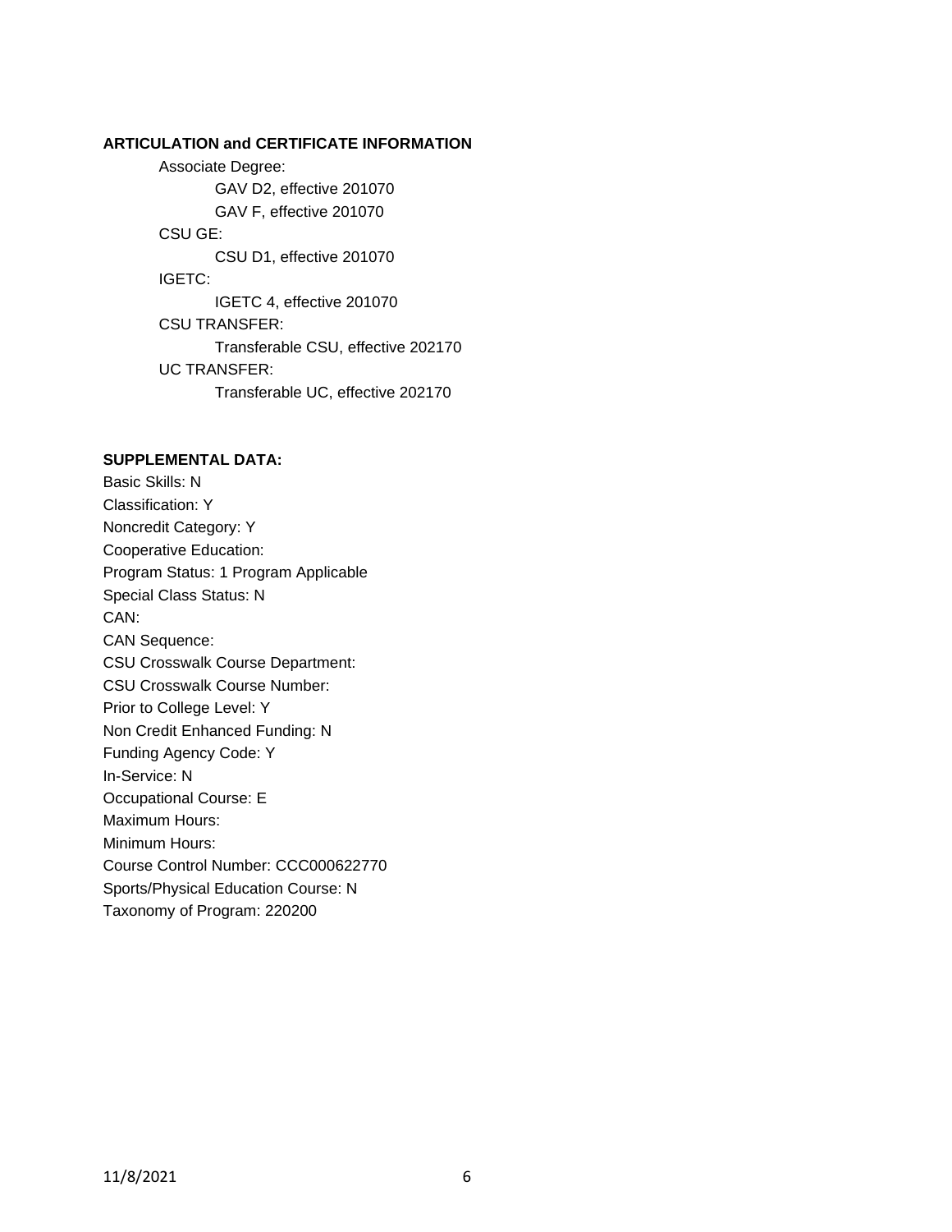**ARTICULATION and CERTIFICATE INFORMATION**

Associate Degree:

- GAV D2, effective 201070
- GAV F, effective 201070

CSU GE:

- CSU D1, effective 201070

IGETC:

- IGETC 4, effective 201070

CSU TRANSFER:

- Transferable CSU, effective 202170

UC TRANSFER:

- Transferable UC, effective 202170

**SUPPLEMENTAL DATA:**

Basic Skills: N
Classification: Y
Noncredit Category: Y
Cooperative Education:
Program Status: 1 Program Applicable
Special Class Status: N
CAN:
CAN Sequence:
CSU Crosswalk Course Department:
CSU Crosswalk Course Number:
Prior to College Level: Y
Non Credit Enhanced Funding: N
Funding Agency Code: Y
In-Service: N
Occupational Course: E
Maximum Hours:
Minimum Hours:
Course Control Number: CCC000622770
Sports/Physical Education Course: N
Taxonomy of Program: 220200